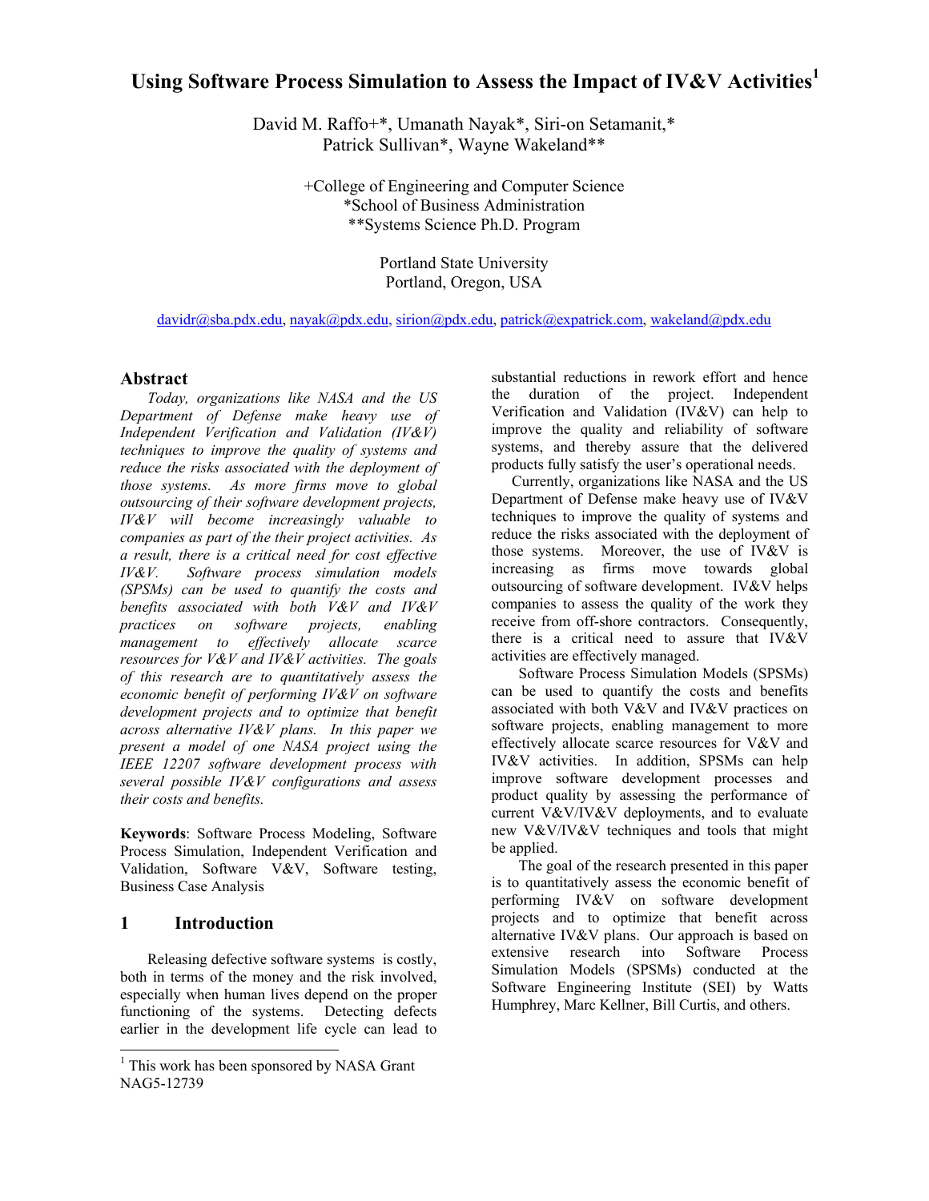# Using Software Process Simulation to Assess the Impact of IV&V Activities[1]

David M. Raffo+*, Umanath Nayak*, Siri-on Setamanit,*
Patrick Sullivan*, Wayne Wakeland**

+College of Engineering and Computer Science
*School of Business Administration
**Systems Science Ph.D. Program

Portland State University
Portland, Oregon, USA

davidr@sba.pdx.edu, nayak@pdx.edu, sirion@pdx.edu, patrick@expatrick.com, wakeland@pdx.edu

## Abstract

*Today, organizations like NASA and the US Department of Defense make heavy use of Independent Verification and Validation (IV&V) techniques to improve the quality of systems and reduce the risks associated with the deployment of those systems. As more firms move to global outsourcing of their software development projects, IV&V will become increasingly valuable to companies as part of the their project activities. As a result, there is a critical need for cost effective IV&V. Software process simulation models (SPSMs) can be used to quantify the costs and benefits associated with both V&V and IV&V practices on software projects, enabling management to effectively allocate scarce resources for V&V and IV&V activities. The goals of this research are to quantitatively assess the economic benefit of performing IV&V on software development projects and to optimize that benefit across alternative IV&V plans. In this paper we present a model of one NASA project using the IEEE 12207 software development process with several possible IV&V configurations and assess their costs and benefits.*

**Keywords**: Software Process Modeling, Software Process Simulation, Independent Verification and Validation, Software V&V, Software testing, Business Case Analysis

## 1 Introduction

Releasing defective software systems is costly, both in terms of the money and the risk involved, especially when human lives depend on the proper functioning of the systems. Detecting defects earlier in the development life cycle can lead to substantial reductions in rework effort and hence the duration of the project. Independent Verification and Validation (IV&V) can help to improve the quality and reliability of software systems, and thereby assure that the delivered products fully satisfy the user's operational needs.

Currently, organizations like NASA and the US Department of Defense make heavy use of IV&V techniques to improve the quality of systems and reduce the risks associated with the deployment of those systems. Moreover, the use of IV&V is increasing as firms move towards global outsourcing of software development. IV&V helps companies to assess the quality of the work they receive from off-shore contractors. Consequently, there is a critical need to assure that IV&V activities are effectively managed.

Software Process Simulation Models (SPSMs) can be used to quantify the costs and benefits associated with both V&V and IV&V practices on software projects, enabling management to more effectively allocate scarce resources for V&V and IV&V activities. In addition, SPSMs can help improve software development processes and product quality by assessing the performance of current V&V/IV&V deployments, and to evaluate new V&V/IV&V techniques and tools that might be applied.

The goal of the research presented in this paper is to quantitatively assess the economic benefit of performing IV&V on software development projects and to optimize that benefit across alternative IV&V plans. Our approach is based on extensive research into Software Process Simulation Models (SPSMs) conducted at the Software Engineering Institute (SEI) by Watts Humphrey, Marc Kellner, Bill Curtis, and others.

[1] This work has been sponsored by NASA Grant NAG5-12739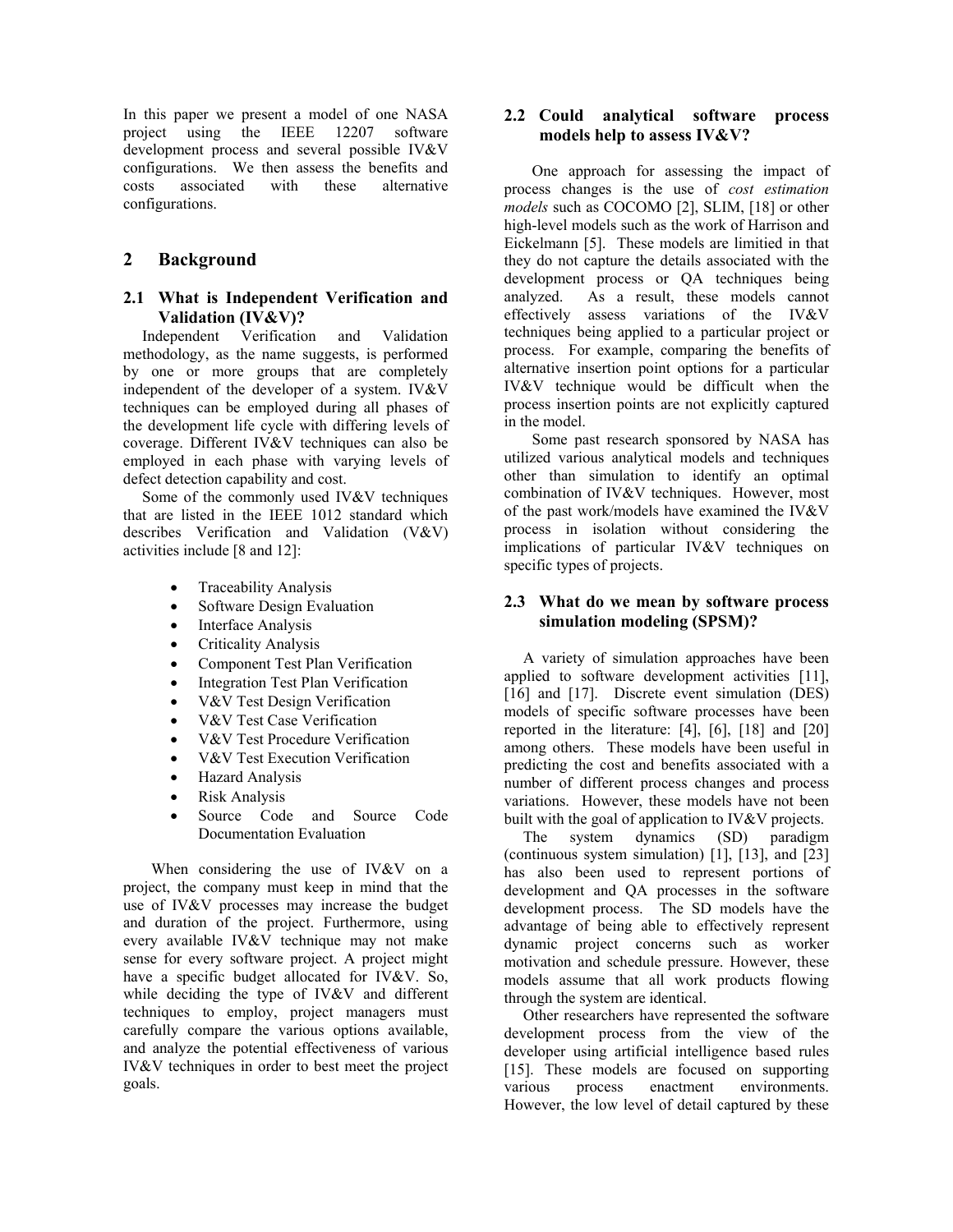In this paper we present a model of one NASA project using the IEEE 12207 software development process and several possible IV&V configurations. We then assess the benefits and costs associated with these alternative configurations.

## 2 Background

### 2.1 What is Independent Verification and Validation (IV&V)?

Independent Verification and Validation methodology, as the name suggests, is performed by one or more groups that are completely independent of the developer of a system. IV&V techniques can be employed during all phases of the development life cycle with differing levels of coverage. Different IV&V techniques can also be employed in each phase with varying levels of defect detection capability and cost.

Some of the commonly used IV&V techniques that are listed in the IEEE 1012 standard which describes Verification and Validation (V&V) activities include [8 and 12]:

- Traceability Analysis
- Software Design Evaluation
- Interface Analysis
- Criticality Analysis
- Component Test Plan Verification
- Integration Test Plan Verification
- V&V Test Design Verification
- V&V Test Case Verification
- V&V Test Procedure Verification
- V&V Test Execution Verification
- Hazard Analysis
- Risk Analysis
- Source Code and Source Code Documentation Evaluation

When considering the use of IV&V on a project, the company must keep in mind that the use of IV&V processes may increase the budget and duration of the project. Furthermore, using every available IV&V technique may not make sense for every software project. A project might have a specific budget allocated for IV&V. So, while deciding the type of IV&V and different techniques to employ, project managers must carefully compare the various options available, and analyze the potential effectiveness of various IV&V techniques in order to best meet the project goals.

### 2.2 Could analytical software process models help to assess IV&V?

One approach for assessing the impact of process changes is the use of *cost estimation models* such as COCOMO [2], SLIM, [18] or other high-level models such as the work of Harrison and Eickelmann [5]. These models are limitied in that they do not capture the details associated with the development process or QA techniques being analyzed. As a result, these models cannot effectively assess variations of the IV&V techniques being applied to a particular project or process. For example, comparing the benefits of alternative insertion point options for a particular IV&V technique would be difficult when the process insertion points are not explicitly captured in the model.

Some past research sponsored by NASA has utilized various analytical models and techniques other than simulation to identify an optimal combination of IV&V techniques. However, most of the past work/models have examined the IV&V process in isolation without considering the implications of particular IV&V techniques on specific types of projects.

### 2.3 What do we mean by software process simulation modeling (SPSM)?

A variety of simulation approaches have been applied to software development activities [11], [16] and [17]. Discrete event simulation (DES) models of specific software processes have been reported in the literature: [4], [6], [18] and [20] among others. These models have been useful in predicting the cost and benefits associated with a number of different process changes and process variations. However, these models have not been built with the goal of application to IV&V projects.

The system dynamics (SD) paradigm (continuous system simulation) [1], [13], and [23] has also been used to represent portions of development and QA processes in the software development process. The SD models have the advantage of being able to effectively represent dynamic project concerns such as worker motivation and schedule pressure. However, these models assume that all work products flowing through the system are identical.

Other researchers have represented the software development process from the view of the developer using artificial intelligence based rules [15]. These models are focused on supporting various process enactment environments. However, the low level of detail captured by these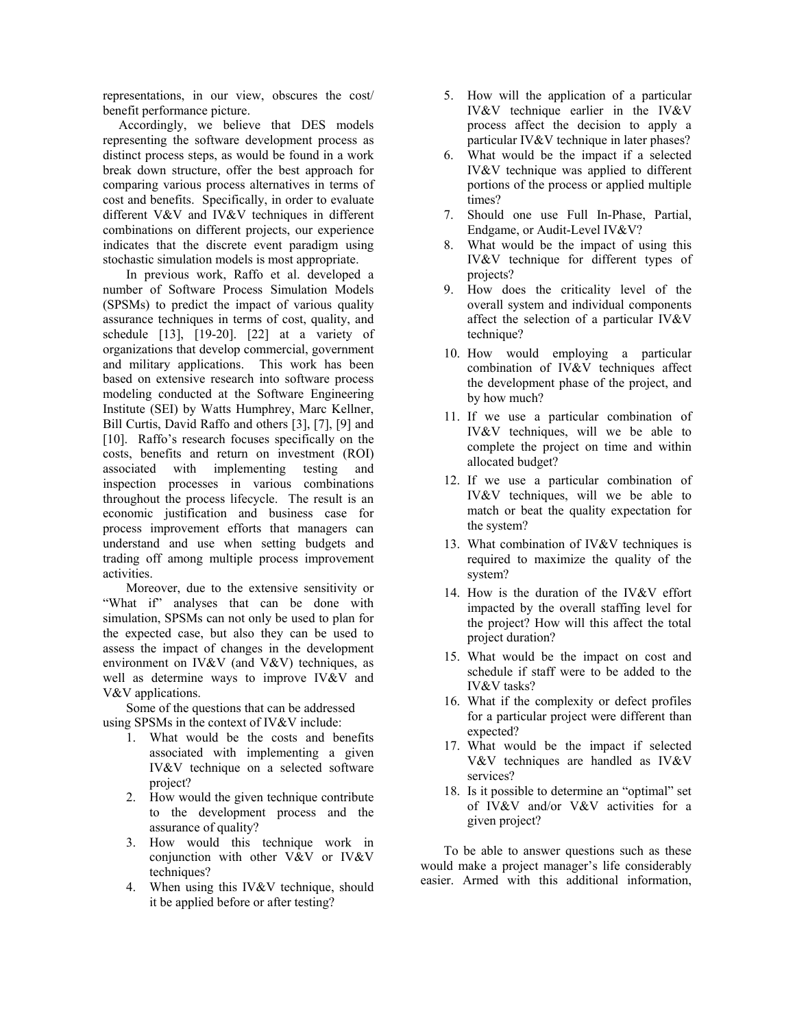representations, in our view, obscures the cost/ benefit performance picture.

Accordingly, we believe that DES models representing the software development process as distinct process steps, as would be found in a work break down structure, offer the best approach for comparing various process alternatives in terms of cost and benefits. Specifically, in order to evaluate different V&V and IV&V techniques in different combinations on different projects, our experience indicates that the discrete event paradigm using stochastic simulation models is most appropriate.

In previous work, Raffo et al. developed a number of Software Process Simulation Models (SPSMs) to predict the impact of various quality assurance techniques in terms of cost, quality, and schedule [13], [19-20]. [22] at a variety of organizations that develop commercial, government and military applications. This work has been based on extensive research into software process modeling conducted at the Software Engineering Institute (SEI) by Watts Humphrey, Marc Kellner, Bill Curtis, David Raffo and others [3], [7], [9] and [10]. Raffo's research focuses specifically on the costs, benefits and return on investment (ROI) associated with implementing testing and inspection processes in various combinations throughout the process lifecycle. The result is an economic justification and business case for process improvement efforts that managers can understand and use when setting budgets and trading off among multiple process improvement activities.

Moreover, due to the extensive sensitivity or "What if" analyses that can be done with simulation, SPSMs can not only be used to plan for the expected case, but also they can be used to assess the impact of changes in the development environment on IV&V (and V&V) techniques, as well as determine ways to improve IV&V and V&V applications.

Some of the questions that can be addressed using SPSMs in the context of IV&V include:

1. What would be the costs and benefits associated with implementing a given IV&V technique on a selected software project?
2. How would the given technique contribute to the development process and the assurance of quality?
3. How would this technique work in conjunction with other V&V or IV&V techniques?
4. When using this IV&V technique, should it be applied before or after testing?
5. How will the application of a particular IV&V technique earlier in the IV&V process affect the decision to apply a particular IV&V technique in later phases?
6. What would be the impact if a selected IV&V technique was applied to different portions of the process or applied multiple times?
7. Should one use Full In-Phase, Partial, Endgame, or Audit-Level IV&V?
8. What would be the impact of using this IV&V technique for different types of projects?
9. How does the criticality level of the overall system and individual components affect the selection of a particular IV&V technique?
10. How would employing a particular combination of IV&V techniques affect the development phase of the project, and by how much?
11. If we use a particular combination of IV&V techniques, will we be able to complete the project on time and within allocated budget?
12. If we use a particular combination of IV&V techniques, will we be able to match or beat the quality expectation for the system?
13. What combination of IV&V techniques is required to maximize the quality of the system?
14. How is the duration of the IV&V effort impacted by the overall staffing level for the project? How will this affect the total project duration?
15. What would be the impact on cost and schedule if staff were to be added to the IV&V tasks?
16. What if the complexity or defect profiles for a particular project were different than expected?
17. What would be the impact if selected V&V techniques are handled as IV&V services?
18. Is it possible to determine an "optimal" set of IV&V and/or V&V activities for a given project?

To be able to answer questions such as these would make a project manager's life considerably easier. Armed with this additional information,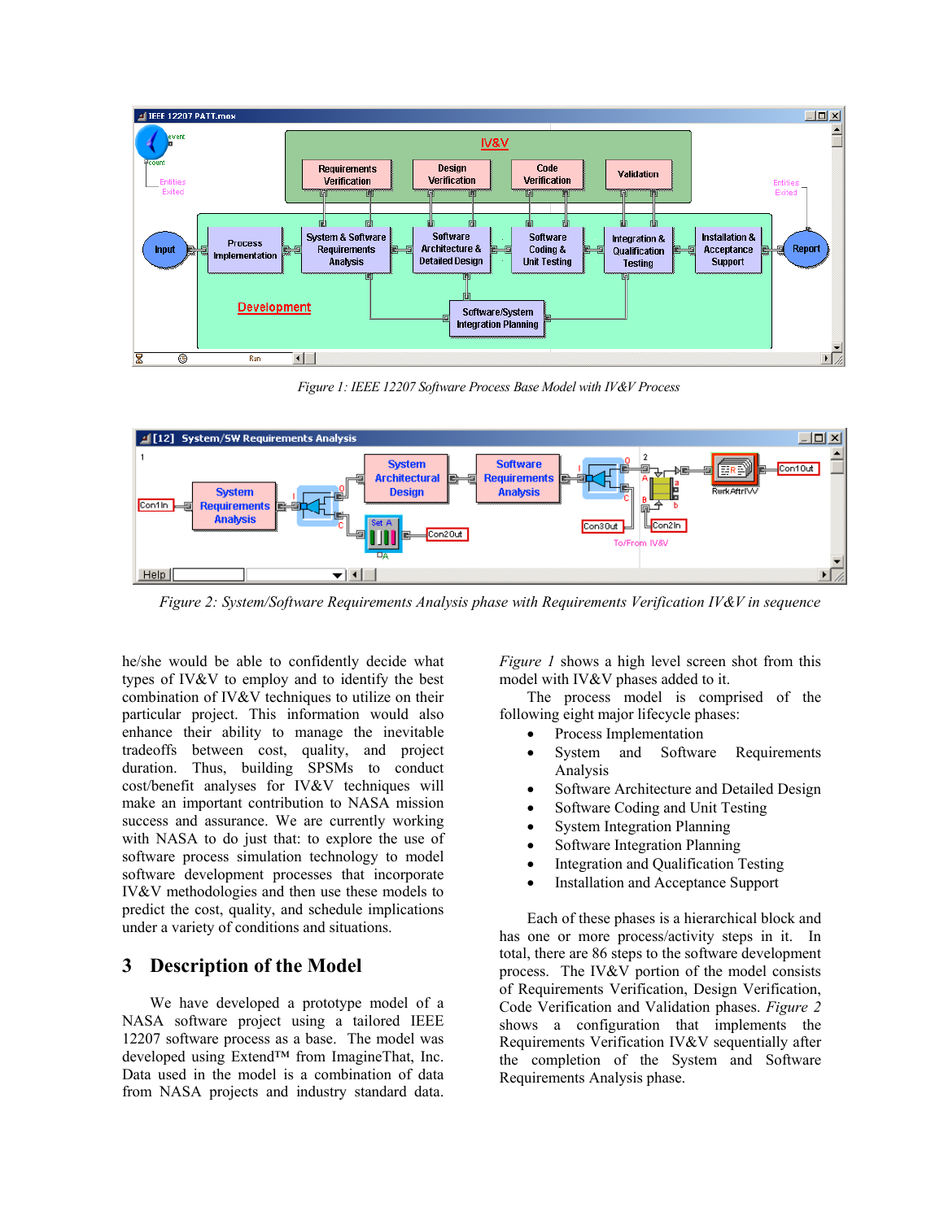Figure 1: IEEE 12207 Software Process Base Model with IV&V Process

Figure 2: System/Software Requirements Analysis phase with Requirements Verification IV&V in sequence

he/she would be able to confidently decide what types of IV&V to employ and to identify the best combination of IV&V techniques to utilize on their particular project. This information would also enhance their ability to manage the inevitable tradeoffs between cost, quality, and project duration. Thus, building SPSMs to conduct cost/benefit analyses for IV&V techniques will make an important contribution to NASA mission success and assurance. We are currently working with NASA to do just that: to explore the use of software process simulation technology to model software development processes that incorporate IV&V methodologies and then use these models to predict the cost, quality, and schedule implications under a variety of conditions and situations.

## 3 Description of the Model

We have developed a prototype model of a NASA software project using a tailored IEEE 12207 software process as a base. The model was developed using Extend™ from ImagineThat, Inc. Data used in the model is a combination of data from NASA projects and industry standard data. *Figure 1* shows a high level screen shot from this model with IV&V phases added to it.

The process model is comprised of the following eight major lifecycle phases:

- Process Implementation
- System and Software Requirements Analysis
- Software Architecture and Detailed Design
- Software Coding and Unit Testing
- System Integration Planning
- Software Integration Planning
- Integration and Qualification Testing
- Installation and Acceptance Support

Each of these phases is a hierarchical block and has one or more process/activity steps in it. In total, there are 86 steps to the software development process. The IV&V portion of the model consists of Requirements Verification, Design Verification, Code Verification and Validation phases. *Figure 2* shows a configuration that implements the Requirements Verification IV&V sequentially after the completion of the System and Software Requirements Analysis phase.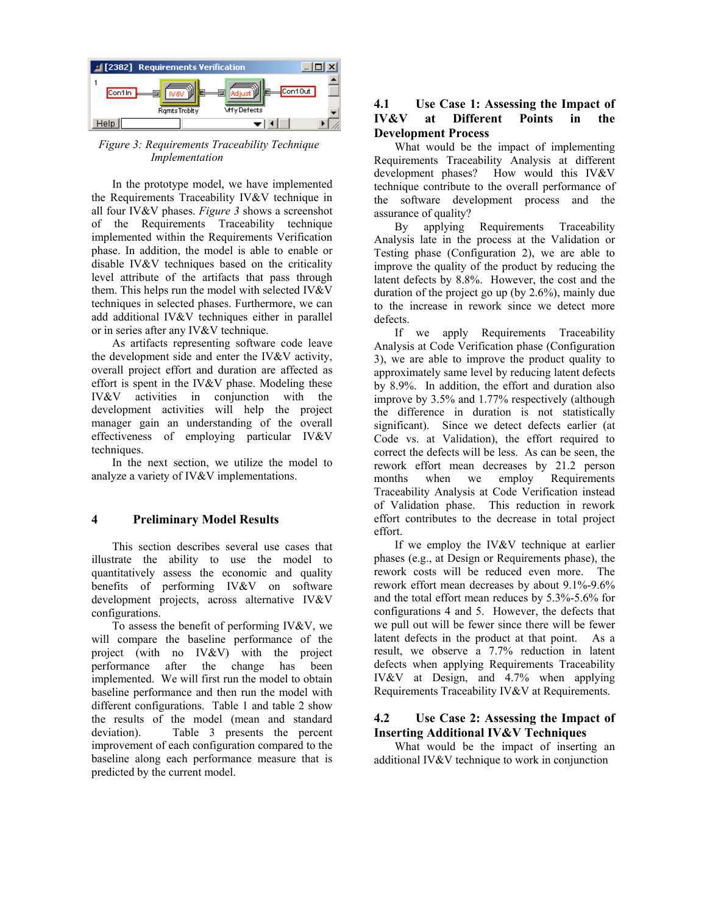*Figure 3: Requirements Traceability Technique Implementation*

In the prototype model, we have implemented the Requirements Traceability IV&V technique in all four IV&V phases. *Figure 3* shows a screenshot of the Requirements Traceability technique implemented within the Requirements Verification phase. In addition, the model is able to enable or disable IV&V techniques based on the criticality level attribute of the artifacts that pass through them. This helps run the model with selected IV&V techniques in selected phases. Furthermore, we can add additional IV&V techniques either in parallel or in series after any IV&V technique.

As artifacts representing software code leave the development side and enter the IV&V activity, overall project effort and duration are affected as effort is spent in the IV&V phase. Modeling these IV&V activities in conjunction with the development activities will help the project manager gain an understanding of the overall effectiveness of employing particular IV&V techniques.

In the next section, we utilize the model to analyze a variety of IV&V implementations.

# 4 Preliminary Model Results

This section describes several use cases that illustrate the ability to use the model to quantitatively assess the economic and quality benefits of performing IV&V on software development projects, across alternative IV&V configurations.

To assess the benefit of performing IV&V, we will compare the baseline performance of the project (with no IV&V) with the project performance after the change has been implemented. We will first run the model to obtain baseline performance and then run the model with different configurations. Table 1 and table 2 show the results of the model (mean and standard deviation). Table 3 presents the percent improvement of each configuration compared to the baseline along each performance measure that is predicted by the current model.

## 4.1 Use Case 1: Assessing the Impact of IV&V at Different Points in the Development Process

What would be the impact of implementing Requirements Traceability Analysis at different development phases? How would this IV&V technique contribute to the overall performance of the software development process and the assurance of quality?

By applying Requirements Traceability Analysis late in the process at the Validation or Testing phase (Configuration 2), we are able to improve the quality of the product by reducing the latent defects by 8.8%. However, the cost and the duration of the project go up (by 2.6%), mainly due to the increase in rework since we detect more defects.

If we apply Requirements Traceability Analysis at Code Verification phase (Configuration 3), we are able to improve the product quality to approximately same level by reducing latent defects by 8.9%. In addition, the effort and duration also improve by 3.5% and 1.77% respectively (although the difference in duration is not statistically significant). Since we detect defects earlier (at Code vs. at Validation), the effort required to correct the defects will be less. As can be seen, the rework effort mean decreases by 21.2 person months when we employ Requirements Traceability Analysis at Code Verification instead of Validation phase. This reduction in rework effort contributes to the decrease in total project effort.

If we employ the IV&V technique at earlier phases (e.g., at Design or Requirements phase), the rework costs will be reduced even more. The rework effort mean decreases by about 9.1%-9.6% and the total effort mean reduces by 5.3%-5.6% for configurations 4 and 5. However, the defects that we pull out will be fewer since there will be fewer latent defects in the product at that point. As a result, we observe a 7.7% reduction in latent defects when applying Requirements Traceability IV&V at Design, and 4.7% when applying Requirements Traceability IV&V at Requirements.

## 4.2 Use Case 2: Assessing the Impact of Inserting Additional IV&V Techniques

What would be the impact of inserting an additional IV&V technique to work in conjunction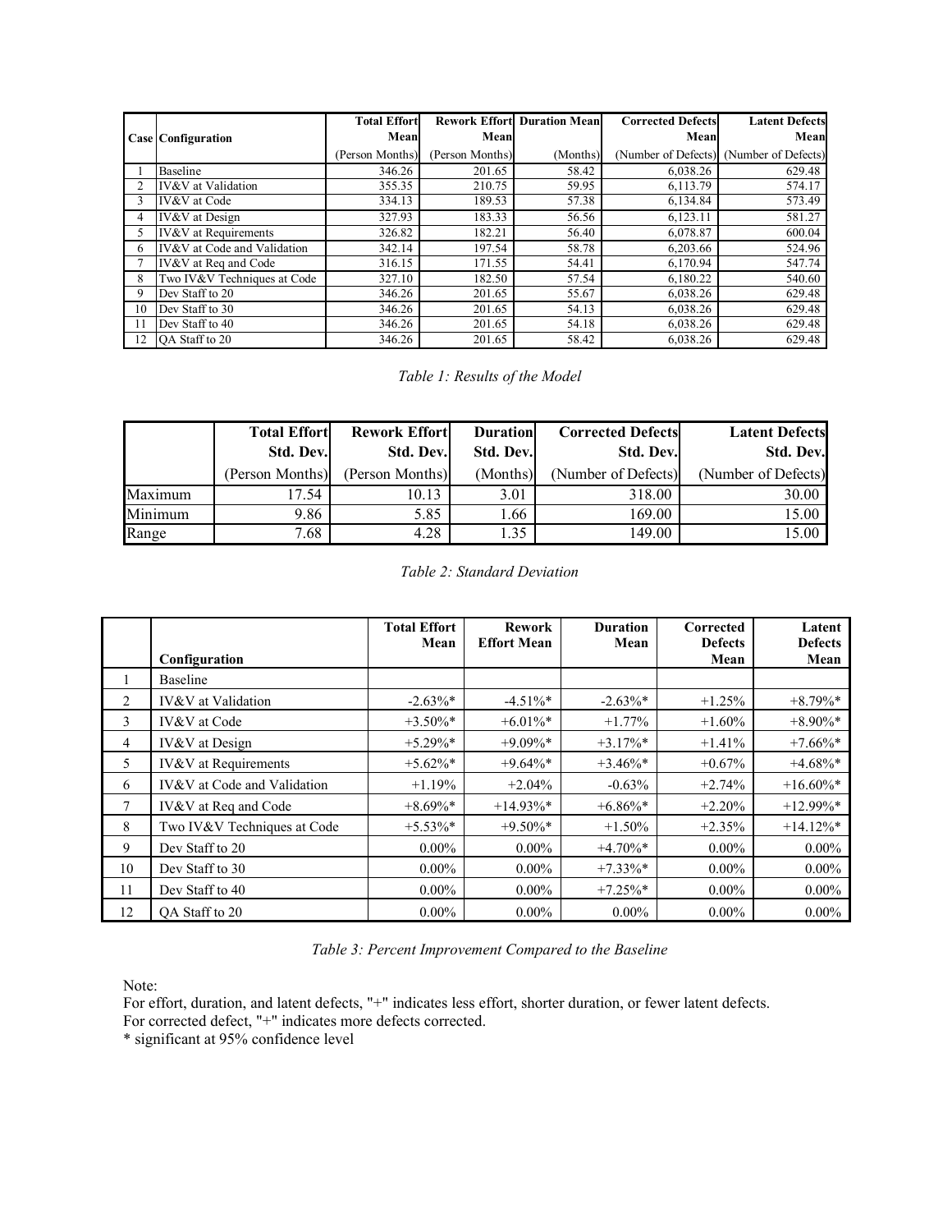| Case | Configuration | Total Effort Mean (Person Months) | Rework Effort Mean (Person Months) | Duration Mean (Months) | Corrected Defects Mean (Number of Defects) | Latent Defects Mean (Number of Defects) |
|---|---|---|---|---|---|---|
| 1 | Baseline | 346.26 | 201.65 | 58.42 | 6,038.26 | 629.48 |
| 2 | IV&V at Validation | 355.35 | 210.75 | 59.95 | 6,113.79 | 574.17 |
| 3 | IV&V at Code | 334.13 | 189.53 | 57.38 | 6,134.84 | 573.49 |
| 4 | IV&V at Design | 327.93 | 183.33 | 56.56 | 6,123.11 | 581.27 |
| 5 | IV&V at Requirements | 326.82 | 182.21 | 56.40 | 6,078.87 | 600.04 |
| 6 | IV&V at Code and Validation | 342.14 | 197.54 | 58.78 | 6,203.66 | 524.96 |
| 7 | IV&V at Req and Code | 316.15 | 171.55 | 54.41 | 6,170.94 | 547.74 |
| 8 | Two IV&V Techniques at Code | 327.10 | 182.50 | 57.54 | 6,180.22 | 540.60 |
| 9 | Dev Staff to 20 | 346.26 | 201.65 | 55.67 | 6,038.26 | 629.48 |
| 10 | Dev Staff to 30 | 346.26 | 201.65 | 54.13 | 6,038.26 | 629.48 |
| 11 | Dev Staff to 40 | 346.26 | 201.65 | 54.18 | 6,038.26 | 629.48 |
| 12 | QA Staff to 20 | 346.26 | 201.65 | 58.42 | 6,038.26 | 629.48 |

*Table 1: Results of the Model*

| | Total Effort Std. Dev. (Person Months) | Rework Effort Std. Dev. (Person Months) | Duration Std. Dev. (Months) | Corrected Defects Std. Dev. (Number of Defects) | Latent Defects Std. Dev. (Number of Defects) |
|---|---|---|---|---|---|
| Maximum | 17.54 | 10.13 | 3.01 | 318.00 | 30.00 |
| Minimum | 9.86 | 5.85 | 1.66 | 169.00 | 15.00 |
| Range | 7.68 | 4.28 | 1.35 | 149.00 | 15.00 |

*Table 2: Standard Deviation*

| | Configuration | Total Effort Mean | Rework Effort Mean | Duration Mean | Corrected Defects Mean | Latent Defects Mean |
|---|---|---|---|---|---|---|
| 1 | Baseline | | | | | |
| 2 | IV&V at Validation | -2.63%* | -4.51%* | -2.63%* | +1.25% | +8.79%* |
| 3 | IV&V at Code | +3.50%* | +6.01%* | +1.77% | +1.60% | +8.90%* |
| 4 | IV&V at Design | +5.29%* | +9.09%* | +3.17%* | +1.41% | +7.66%* |
| 5 | IV&V at Requirements | +5.62%* | +9.64%* | +3.46%* | +0.67% | +4.68%* |
| 6 | IV&V at Code and Validation | +1.19% | +2.04% | -0.63% | +2.74% | +16.60%* |
| 7 | IV&V at Req and Code | +8.69%* | +14.93%* | +6.86%* | +2.20% | +12.99%* |
| 8 | Two IV&V Techniques at Code | +5.53%* | +9.50%* | +1.50% | +2.35% | +14.12%* |
| 9 | Dev Staff to 20 | 0.00% | 0.00% | +4.70%* | 0.00% | 0.00% |
| 10 | Dev Staff to 30 | 0.00% | 0.00% | +7.33%* | 0.00% | 0.00% |
| 11 | Dev Staff to 40 | 0.00% | 0.00% | +7.25%* | 0.00% | 0.00% |
| 12 | QA Staff to 20 | 0.00% | 0.00% | 0.00% | 0.00% | 0.00% |

*Table 3: Percent Improvement Compared to the Baseline*

Note:
For effort, duration, and latent defects, "+" indicates less effort, shorter duration, or fewer latent defects.
For corrected defect, "+" indicates more defects corrected.
* significant at 95% confidence level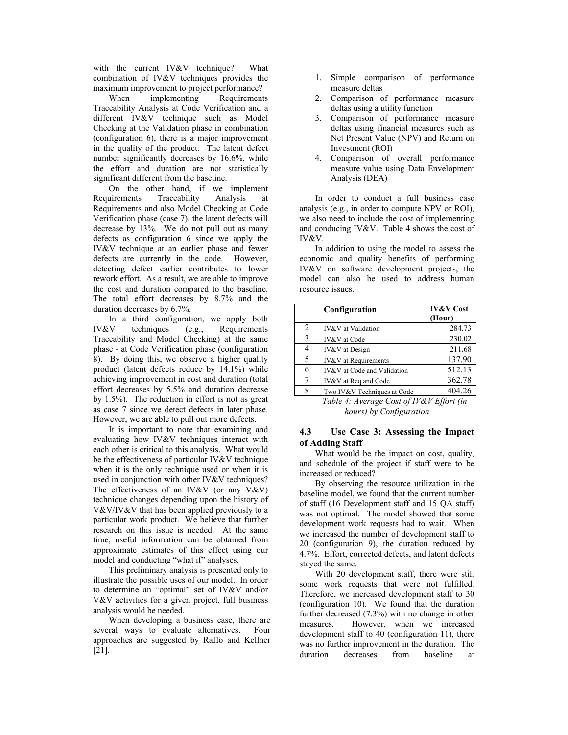with the current IV&V technique? What combination of IV&V techniques provides the maximum improvement to project performance?

When implementing Requirements Traceability Analysis at Code Verification and a different IV&V technique such as Model Checking at the Validation phase in combination (configuration 6), there is a major improvement in the quality of the product. The latent defect number significantly decreases by 16.6%, while the effort and duration are not statistically significant different from the baseline.

On the other hand, if we implement Requirements Traceability Analysis at Requirements and also Model Checking at Code Verification phase (case 7), the latent defects will decrease by 13%. We do not pull out as many defects as configuration 6 since we apply the IV&V technique at an earlier phase and fewer defects are currently in the code. However, detecting defect earlier contributes to lower rework effort. As a result, we are able to improve the cost and duration compared to the baseline. The total effort decreases by 8.7% and the duration decreases by 6.7%.

In a third configuration, we apply both IV&V techniques (e.g., Requirements Traceability and Model Checking) at the same phase - at Code Verification phase (configuration 8). By doing this, we observe a higher quality product (latent defects reduce by 14.1%) while achieving improvement in cost and duration (total effort decreases by 5.5% and duration decrease by 1.5%). The reduction in effort is not as great as case 7 since we detect defects in later phase. However, we are able to pull out more defects.

It is important to note that examining and evaluating how IV&V techniques interact with each other is critical to this analysis. What would be the effectiveness of particular IV&V technique when it is the only technique used or when it is used in conjunction with other IV&V techniques? The effectiveness of an IV&V (or any V&V) technique changes depending upon the history of V&V/IV&V that has been applied previously to a particular work product. We believe that further research on this issue is needed. At the same time, useful information can be obtained from approximate estimates of this effect using our model and conducting "what if" analyses.

This preliminary analysis is presented only to illustrate the possible uses of our model. In order to determine an "optimal" set of IV&V and/or V&V activities for a given project, full business analysis would be needed.

When developing a business case, there are several ways to evaluate alternatives. Four approaches are suggested by Raffo and Kellner [21].

1. Simple comparison of performance measure deltas
2. Comparison of performance measure deltas using a utility function
3. Comparison of performance measure deltas using financial measures such as Net Present Value (NPV) and Return on Investment (ROI)
4. Comparison of overall performance measure value using Data Envelopment Analysis (DEA)

In order to conduct a full business case analysis (e.g., in order to compute NPV or ROI), we also need to include the cost of implementing and conducing IV&V. Table 4 shows the cost of IV&V.

In addition to using the model to assess the economic and quality benefits of performing IV&V on software development projects, the model can also be used to address human resource issues.

| | Configuration | IV&V Cost (Hour) |
|---|---|---|
| 2 | IV&V at Validation | 284.73 |
| 3 | IV&V at Code | 230.02 |
| 4 | IV&V at Design | 211.68 |
| 5 | IV&V at Requirements | 137.90 |
| 6 | IV&V at Code and Validation | 512.13 |
| 7 | IV&V at Req and Code | 362.78 |
| 8 | Two IV&V Techniques at Code | 404.26 |

*Table 4: Average Cost of IV&V Effort (in hours) by Configuration*

### 4.3 Use Case 3: Assessing the Impact of Adding Staff

What would be the impact on cost, quality, and schedule of the project if staff were to be increased or reduced?

By observing the resource utilization in the baseline model, we found that the current number of staff (16 Development staff and 15 QA staff) was not optimal. The model showed that some development work requests had to wait. When we increased the number of development staff to 20 (configuration 9), the duration reduced by 4.7%. Effort, corrected defects, and latent defects stayed the same.

With 20 development staff, there were still some work requests that were not fulfilled. Therefore, we increased development staff to 30 (configuration 10). We found that the duration further decreased (7.3%) with no change in other measures. However, when we increased development staff to 40 (configuration 11), there was no further improvement in the duration. The duration decreases from baseline at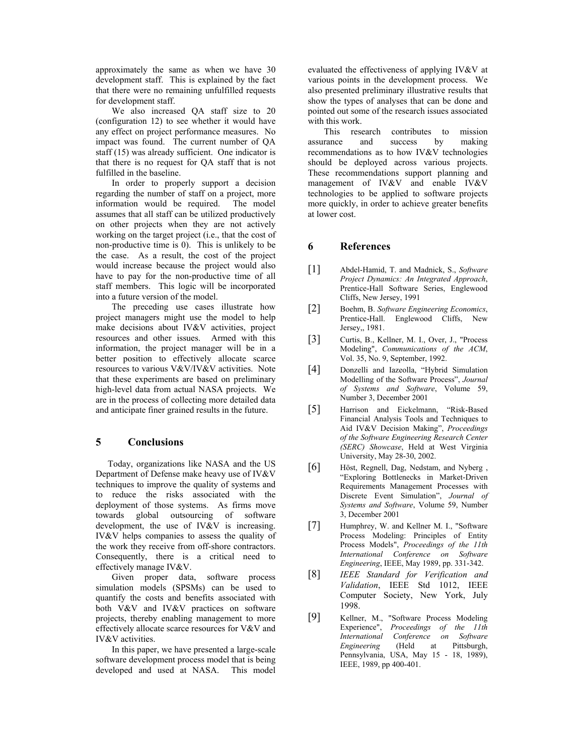approximately the same as when we have 30 development staff. This is explained by the fact that there were no remaining unfulfilled requests for development staff.

We also increased QA staff size to 20 (configuration 12) to see whether it would have any effect on project performance measures. No impact was found. The current number of QA staff (15) was already sufficient. One indicator is that there is no request for QA staff that is not fulfilled in the baseline.

In order to properly support a decision regarding the number of staff on a project, more information would be required. The model assumes that all staff can be utilized productively on other projects when they are not actively working on the target project (i.e., that the cost of non-productive time is 0). This is unlikely to be the case. As a result, the cost of the project would increase because the project would also have to pay for the non-productive time of all staff members. This logic will be incorporated into a future version of the model.

The preceding use cases illustrate how project managers might use the model to help make decisions about IV&V activities, project resources and other issues. Armed with this information, the project manager will be in a better position to effectively allocate scarce resources to various V&V/IV&V activities. Note that these experiments are based on preliminary high-level data from actual NASA projects. We are in the process of collecting more detailed data and anticipate finer grained results in the future.

## 5 Conclusions

Today, organizations like NASA and the US Department of Defense make heavy use of IV&V techniques to improve the quality of systems and to reduce the risks associated with the deployment of those systems. As firms move towards global outsourcing of software development, the use of IV&V is increasing. IV&V helps companies to assess the quality of the work they receive from off-shore contractors. Consequently, there is a critical need to effectively manage IV&V.

Given proper data, software process simulation models (SPSMs) can be used to quantify the costs and benefits associated with both V&V and IV&V practices on software projects, thereby enabling management to more effectively allocate scarce resources for V&V and IV&V activities.

In this paper, we have presented a large-scale software development process model that is being developed and used at NASA. This model evaluated the effectiveness of applying IV&V at various points in the development process. We also presented preliminary illustrative results that show the types of analyses that can be done and pointed out some of the research issues associated with this work.

This research contributes to mission assurance and success by making recommendations as to how IV&V technologies should be deployed across various projects. These recommendations support planning and management of IV&V and enable IV&V technologies to be applied to software projects more quickly, in order to achieve greater benefits at lower cost.

## 6 References

[1] Abdel-Hamid, T. and Madnick, S., *Software Project Dynamics: An Integrated Approach*, Prentice-Hall Software Series, Englewood Cliffs, New Jersey, 1991

[2] Boehm, B. *Software Engineering Economics*, Prentice-Hall. Englewood Cliffs, New Jersey,, 1981.

[3] Curtis, B., Kellner, M. I., Over, J., "Process Modeling", *Communications of the ACM*, Vol. 35, No. 9, September, 1992.

[4] Donzelli and Iazeolla, "Hybrid Simulation Modelling of the Software Process", *Journal of Systems and Software*, Volume 59, Number 3, December 2001

[5] Harrison and Eickelmann, "Risk-Based Financial Analysis Tools and Techniques to Aid IV&V Decision Making", *Proceedings of the Software Engineering Research Center (SERC) Showcase*, Held at West Virginia University, May 28-30, 2002.

[6] Höst, Regnell, Dag, Nedstam, and Nyberg , "Exploring Bottlenecks in Market-Driven Requirements Management Processes with Discrete Event Simulation", *Journal of Systems and Software*, Volume 59, Number 3, December 2001

[7] Humphrey, W. and Kellner M. I., "Software Process Modeling: Principles of Entity Process Models", *Proceedings of the 11th International Conference on Software Engineering*, IEEE, May 1989, pp. 331-342.

[8] *IEEE Standard for Verification and Validation*, IEEE Std 1012, IEEE Computer Society, New York, July 1998.

[9] Kellner, M., "Software Process Modeling Experience", *Proceedings of the 11th International Conference on Software Engineering* (Held at Pittsburgh, Pennsylvania, USA, May 15 - 18, 1989), IEEE, 1989, pp 400-401.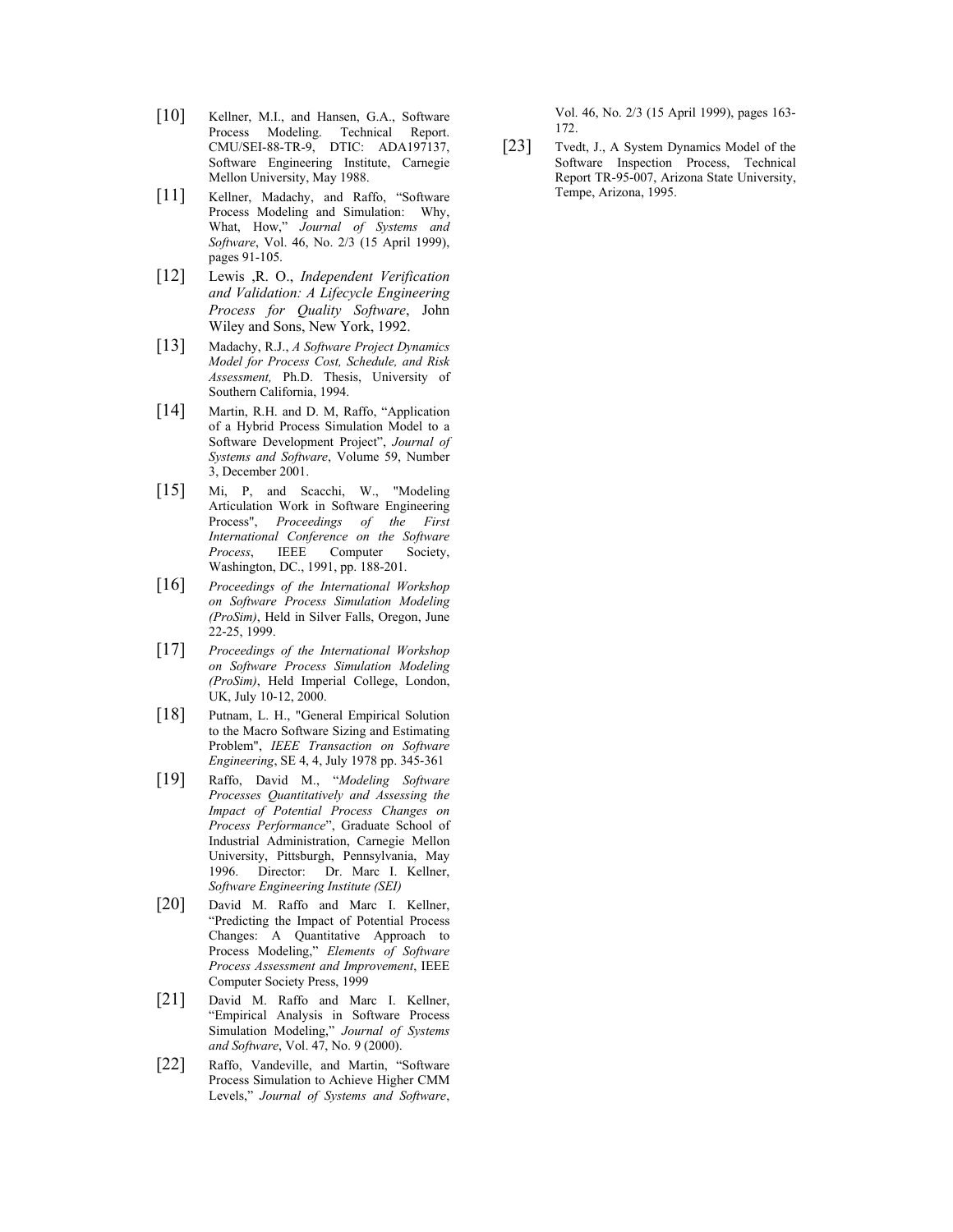[10] Kellner, M.I., and Hansen, G.A., Software Process Modeling. Technical Report. CMU/SEI-88-TR-9, DTIC: ADA197137, Software Engineering Institute, Carnegie Mellon University, May 1988.

[11] Kellner, Madachy, and Raffo, "Software Process Modeling and Simulation: Why, What, How," *Journal of Systems and Software*, Vol. 46, No. 2/3 (15 April 1999), pages 91-105.

[12] Lewis ,R. O., *Independent Verification and Validation: A Lifecycle Engineering Process for Quality Software*, John Wiley and Sons, New York, 1992.

[13] Madachy, R.J., *A Software Project Dynamics Model for Process Cost, Schedule, and Risk Assessment,* Ph.D. Thesis, University of Southern California, 1994.

[14] Martin, R.H. and D. M, Raffo, "Application of a Hybrid Process Simulation Model to a Software Development Project", *Journal of Systems and Software*, Volume 59, Number 3, December 2001.

[15] Mi, P, and Scacchi, W., "Modeling Articulation Work in Software Engineering Process", *Proceedings of the First International Conference on the Software Process*, IEEE Computer Society, Washington, DC., 1991, pp. 188-201.

[16] *Proceedings of the International Workshop on Software Process Simulation Modeling (ProSim)*, Held in Silver Falls, Oregon, June 22-25, 1999.

[17] *Proceedings of the International Workshop on Software Process Simulation Modeling (ProSim)*, Held Imperial College, London, UK, July 10-12, 2000.

[18] Putnam, L. H., "General Empirical Solution to the Macro Software Sizing and Estimating Problem", *IEEE Transaction on Software Engineering*, SE 4, 4, July 1978 pp. 345-361

[19] Raffo, David M., "*Modeling Software Processes Quantitatively and Assessing the Impact of Potential Process Changes on Process Performance*", Graduate School of Industrial Administration, Carnegie Mellon University, Pittsburgh, Pennsylvania, May 1996. Director: Dr. Marc I. Kellner, *Software Engineering Institute (SEI)*

[20] David M. Raffo and Marc I. Kellner, "Predicting the Impact of Potential Process Changes: A Quantitative Approach to Process Modeling," *Elements of Software Process Assessment and Improvement*, IEEE Computer Society Press, 1999

[21] David M. Raffo and Marc I. Kellner, "Empirical Analysis in Software Process Simulation Modeling," *Journal of Systems and Software*, Vol. 47, No. 9 (2000).

[22] Raffo, Vandeville, and Martin, "Software Process Simulation to Achieve Higher CMM Levels," *Journal of Systems and Software*, Vol. 46, No. 2/3 (15 April 1999), pages 163-172.

[23] Tvedt, J., A System Dynamics Model of the Software Inspection Process, Technical Report TR-95-007, Arizona State University, Tempe, Arizona, 1995.